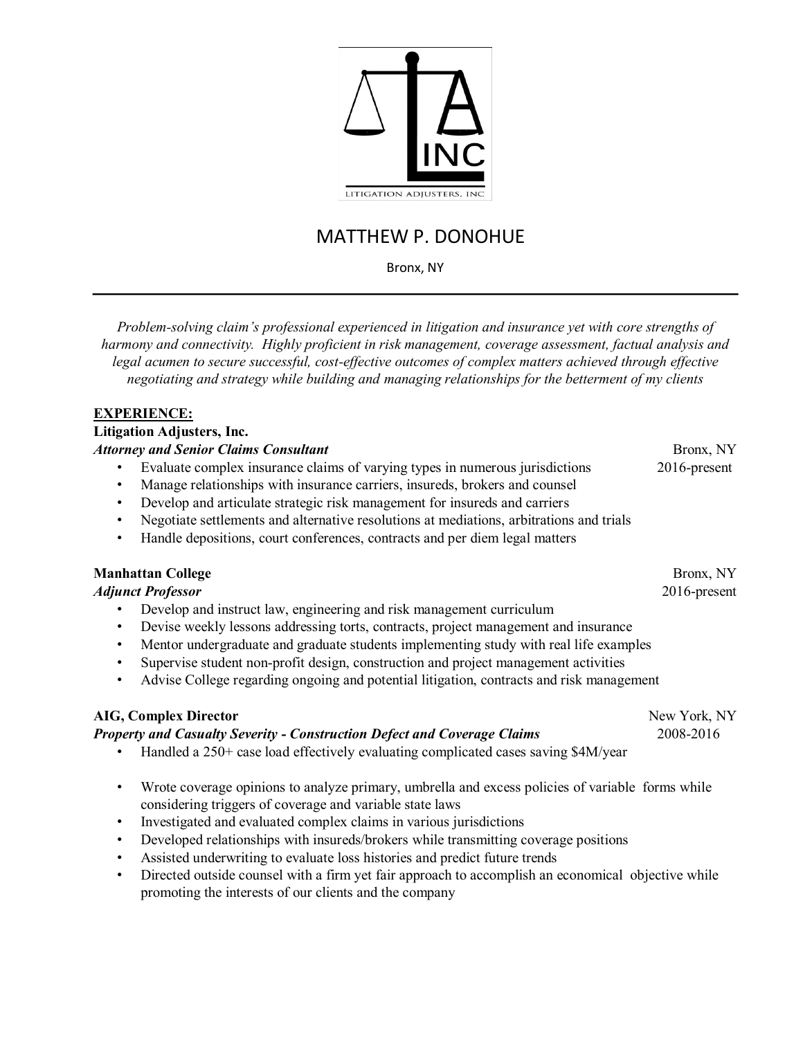LITIGATION ADJUSTERS, INC

# MATTHEW P. DONOHUE

Bronx, NY

---

*Problem-solving claim's professional experienced in litigation and insurance yet with core strengths of harmony and connectivity. Highly proficient in risk management, coverage assessment, factual analysis and legal acumen to secure successful, cost-effective outcomes of complex matters achieved through effective negotiating and strategy while building and managing relationships for the betterment of my clients*

## EXPERIENCE:

**Litigation Adjusters, Inc.**
***Attorney and Senior Claims Consultant*** — Bronx, NY — 2016-present

- Evaluate complex insurance claims of varying types in numerous jurisdictions
- Manage relationships with insurance carriers, insureds, brokers and counsel
- Develop and articulate strategic risk management for insureds and carriers
- Negotiate settlements and alternative resolutions at mediations, arbitrations and trials
- Handle depositions, court conferences, contracts and per diem legal matters

**Manhattan College** — Bronx, NY
***Adjunct Professor*** — 2016-present

- Develop and instruct law, engineering and risk management curriculum
- Devise weekly lessons addressing torts, contracts, project management and insurance
- Mentor undergraduate and graduate students implementing study with real life examples
- Supervise student non-profit design, construction and project management activities
- Advise College regarding ongoing and potential litigation, contracts and risk management

**AIG, Complex Director** — New York, NY
***Property and Casualty Severity - Construction Defect and Coverage Claims*** — 2008-2016

- Handled a 250+ case load effectively evaluating complicated cases saving $4M/year
- Wrote coverage opinions to analyze primary, umbrella and excess policies of variable forms while considering triggers of coverage and variable state laws
- Investigated and evaluated complex claims in various jurisdictions
- Developed relationships with insureds/brokers while transmitting coverage positions
- Assisted underwriting to evaluate loss histories and predict future trends
- Directed outside counsel with a firm yet fair approach to accomplish an economical objective while promoting the interests of our clients and the company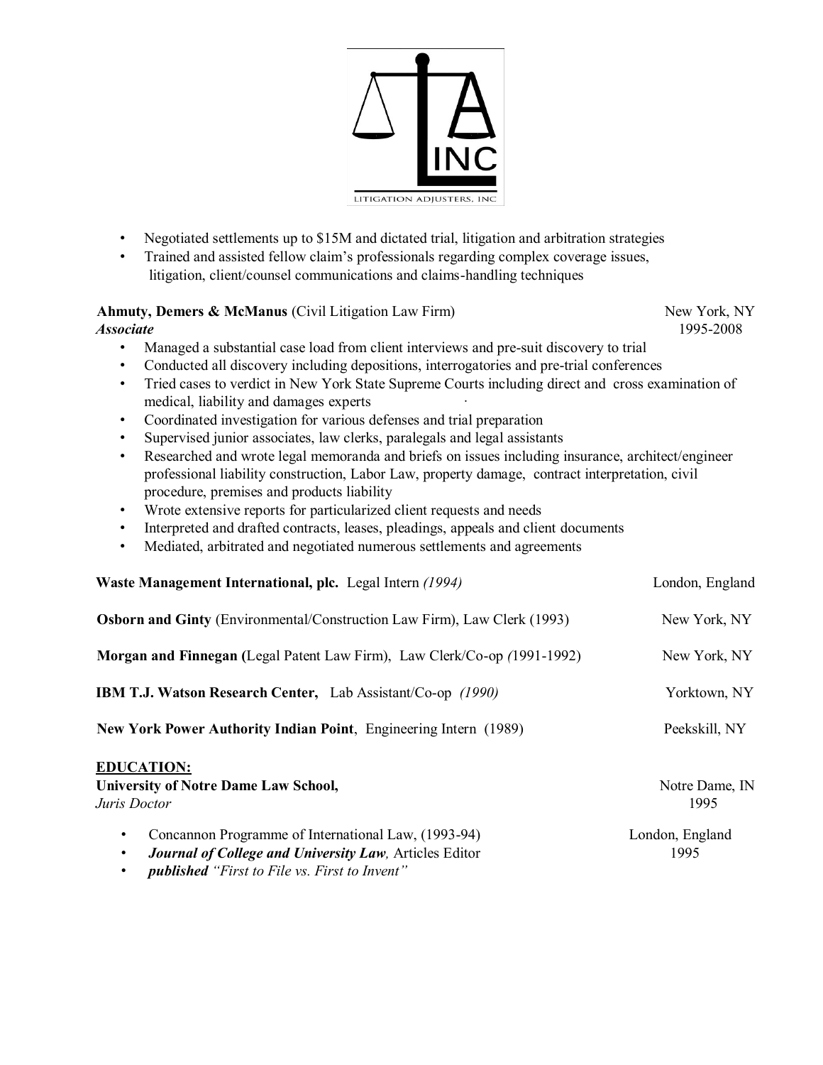- Negotiated settlements up to $15M and dictated trial, litigation and arbitration strategies
- Trained and assisted fellow claim's professionals regarding complex coverage issues, litigation, client/counsel communications and claims-handling techniques

**Ahmuty, Demers & McManus** (Civil Litigation Law Firm) — New York, NY
***Associate*** — 1995-2008

- Managed a substantial case load from client interviews and pre-suit discovery to trial
- Conducted all discovery including depositions, interrogatories and pre-trial conferences
- Tried cases to verdict in New York State Supreme Courts including direct and cross examination of medical, liability and damages experts
- Coordinated investigation for various defenses and trial preparation
- Supervised junior associates, law clerks, paralegals and legal assistants
- Researched and wrote legal memoranda and briefs on issues including insurance, architect/engineer professional liability construction, Labor Law, property damage, contract interpretation, civil procedure, premises and products liability
- Wrote extensive reports for particularized client requests and needs
- Interpreted and drafted contracts, leases, pleadings, appeals and client documents
- Mediated, arbitrated and negotiated numerous settlements and agreements

**Waste Management International, plc.** Legal Intern *(1994)* — London, England

**Osborn and Ginty** (Environmental/Construction Law Firm), Law Clerk (1993) — New York, NY

**Morgan and Finnegan (**Legal Patent Law Firm), Law Clerk/Co-op *(*1991-1992) — New York, NY

**IBM T.J. Watson Research Center,** Lab Assistant/Co-op *(1990)* — Yorktown, NY

**New York Power Authority Indian Point**, Engineering Intern (1989) — Peekskill, NY

## EDUCATION:

**University of Notre Dame Law School,** — Notre Dame, IN
*Juris Doctor* — 1995

- Concannon Programme of International Law, (1993-94) — London, England
- ***Journal of College and University Law****,* Articles Editor — 1995
- ***published*** *"First to File vs. First to Invent"*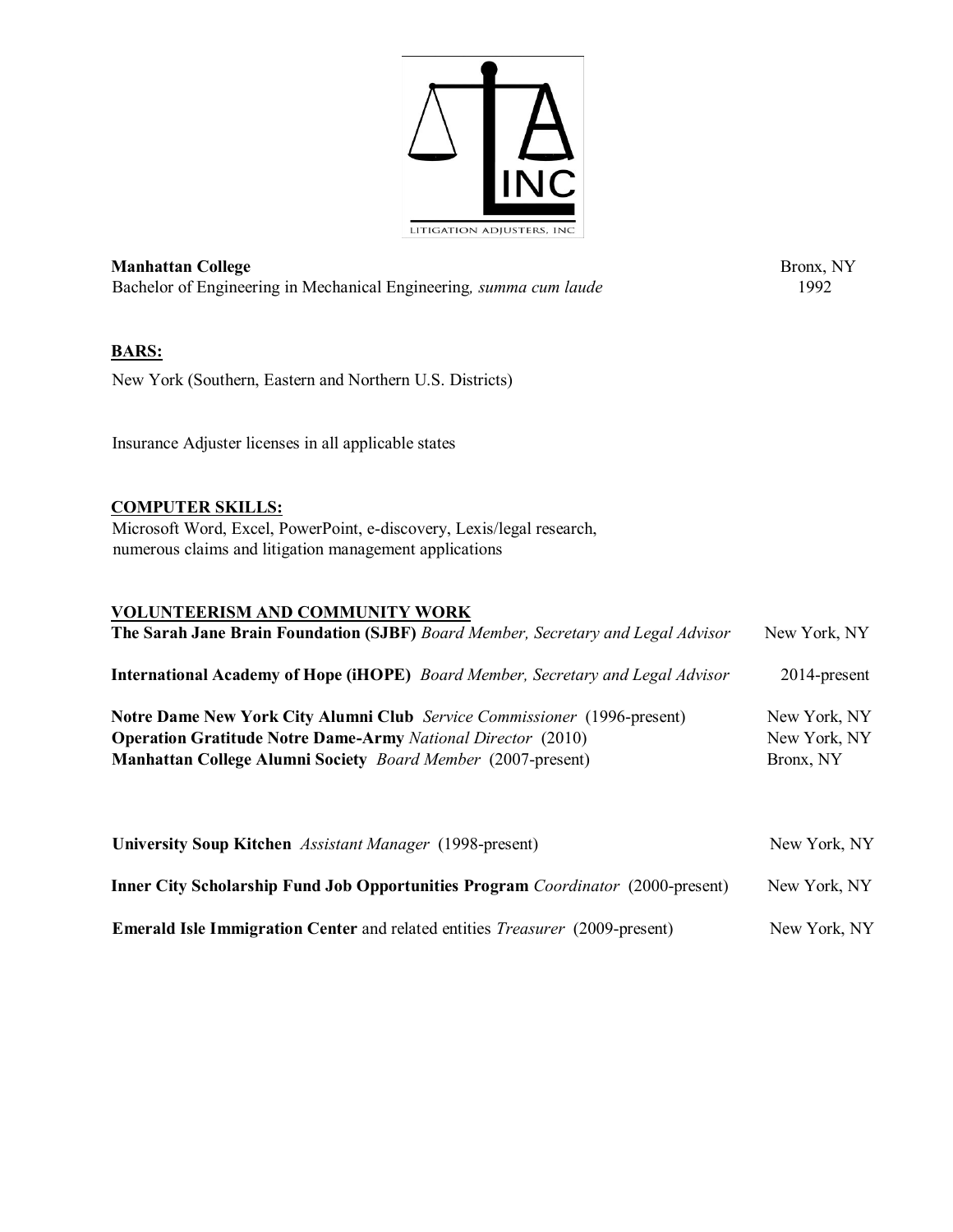LITIGATION ADJUSTERS, INC

**Manhattan College** Bronx, NY
Bachelor of Engineering in Mechanical Engineering, *summa cum laude* 1992

## BARS:

New York (Southern, Eastern and Northern U.S. Districts)

Insurance Adjuster licenses in all applicable states

## COMPUTER SKILLS:

Microsoft Word, Excel, PowerPoint, e-discovery, Lexis/legal research, numerous claims and litigation management applications

## VOLUNTEERISM AND COMMUNITY WORK

**The Sarah Jane Brain Foundation (SJBF)** *Board Member, Secretary and Legal Advisor* New York, NY

**International Academy of Hope (iHOPE)** *Board Member, Secretary and Legal Advisor* 2014-present

**Notre Dame New York City Alumni Club** *Service Commissioner* (1996-present) New York, NY
**Operation Gratitude Notre Dame-Army** *National Director* (2010) New York, NY
**Manhattan College Alumni Society** *Board Member* (2007-present) Bronx, NY

**University Soup Kitchen** *Assistant Manager* (1998-present) New York, NY

**Inner City Scholarship Fund Job Opportunities Program** *Coordinator* (2000-present) New York, NY

**Emerald Isle Immigration Center** and related entities *Treasurer* (2009-present) New York, NY